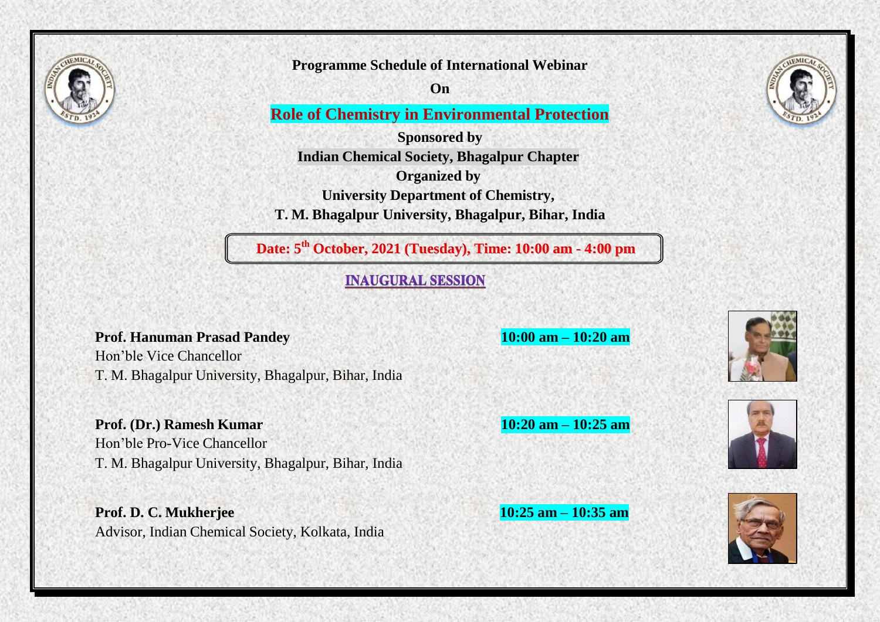# Programme Schedule of International Webinar

**On**

## Role of Chemistry in Environmental Protection

**Sponsored by**

**Indian Chemical Society, Bhagalpur Chapter**

**Organized by**

**University Department of Chemistry,**

**T. M. Bhagalpur University, Bhagalpur, Bihar, India**

**Date: 5th October, 2021 (Tuesday), Time: 10:00 am - 4:00 pm**

### INAUGURAL SESSION

**Prof. Hanuman Prasad Pandey** — **10:00 am – 10:20 am**
Hon'ble Vice Chancellor
T. M. Bhagalpur University, Bhagalpur, Bihar, India

**Prof. (Dr.) Ramesh Kumar** — **10:20 am – 10:25 am**
Hon'ble Pro-Vice Chancellor
T. M. Bhagalpur University, Bhagalpur, Bihar, India

**Prof. D. C. Mukherjee** — **10:25 am – 10:35 am**
Advisor, Indian Chemical Society, Kolkata, India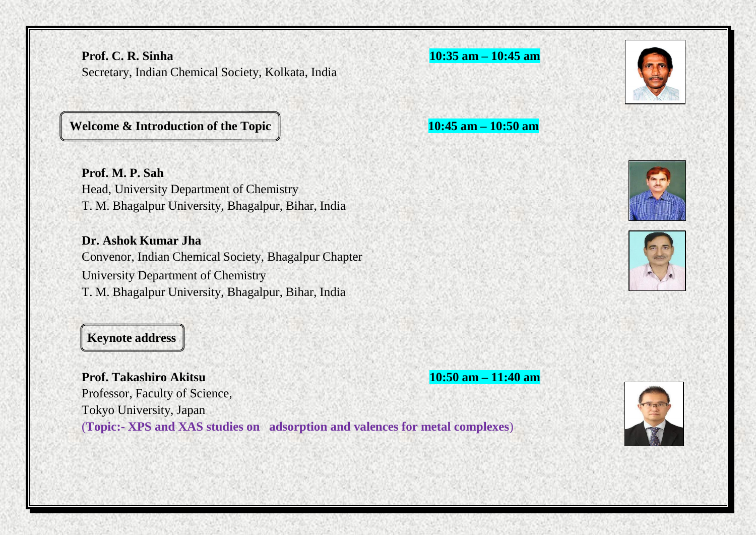**Prof. C. R. Sinha** **10:35 am – 10:45 am**
Secretary, Indian Chemical Society, Kolkata, India

**Welcome & Introduction of the Topic** **10:45 am – 10:50 am**

**Prof. M. P. Sah**
Head, University Department of Chemistry
T. M. Bhagalpur University, Bhagalpur, Bihar, India

**Dr. Ashok Kumar Jha**
Convenor, Indian Chemical Society, Bhagalpur Chapter
University Department of Chemistry
T. M. Bhagalpur University, Bhagalpur, Bihar, India

**Keynote address**

**Prof. Takashiro Akitsu** **10:50 am – 11:40 am**
Professor, Faculty of Science,
Tokyo University, Japan
(**Topic:- XPS and XAS studies on adsorption and valences for metal complexes**)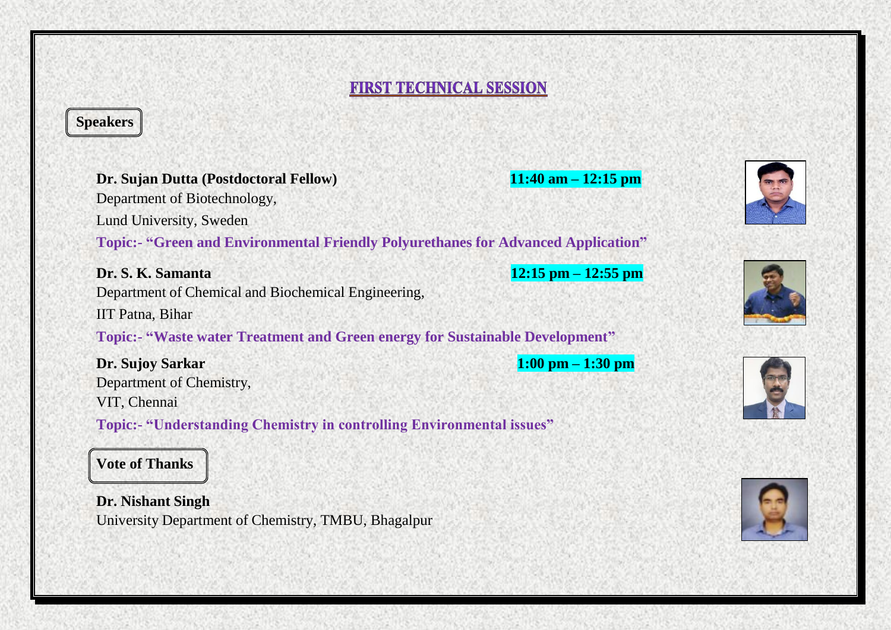# FIRST TECHNICAL SESSION

## Speakers

**Dr. Sujan Dutta (Postdoctoral Fellow)** **11:40 am – 12:15 pm**
Department of Biotechnology,
Lund University, Sweden
**Topic:- "Green and Environmental Friendly Polyurethanes for Advanced Application"**

**Dr. S. K. Samanta** **12:15 pm – 12:55 pm**
Department of Chemical and Biochemical Engineering,
IIT Patna, Bihar
**Topic:- "Waste water Treatment and Green energy for Sustainable Development"**

**Dr. Sujoy Sarkar** **1:00 pm – 1:30 pm**
Department of Chemistry,
VIT, Chennai
**Topic:- "Understanding Chemistry in controlling Environmental issues"**

## Vote of Thanks

**Dr. Nishant Singh**
University Department of Chemistry, TMBU, Bhagalpur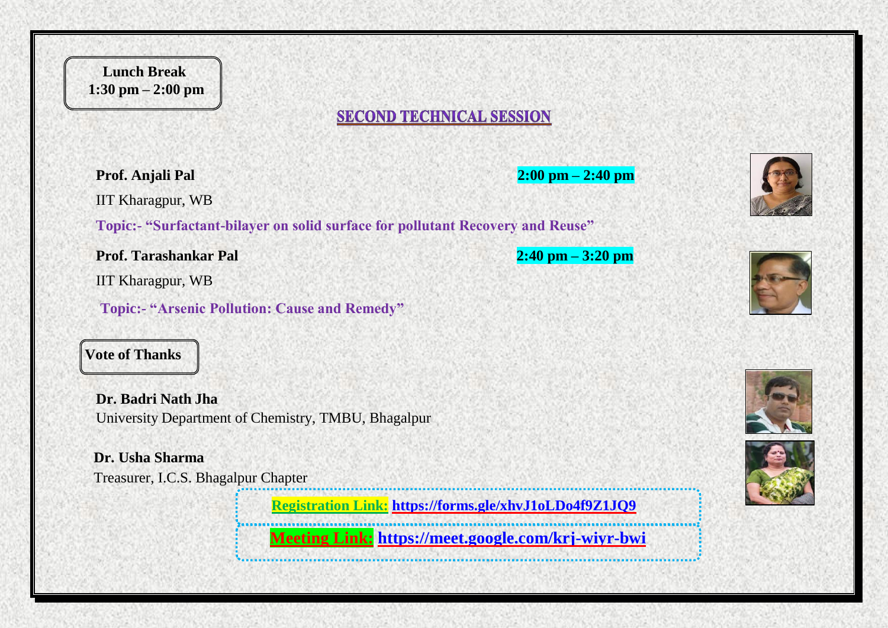**Lunch Break**
**1:30 pm – 2:00 pm**

## SECOND TECHNICAL SESSION

**Prof. Anjali Pal** **2:00 pm – 2:40 pm**

IIT Kharagpur, WB

**Topic:- "Surfactant-bilayer on solid surface for pollutant Recovery and Reuse"**

**Prof. Tarashankar Pal** **2:40 pm – 3:20 pm**

IIT Kharagpur, WB

**Topic:- "Arsenic Pollution: Cause and Remedy"**

**Vote of Thanks**

**Dr. Badri Nath Jha**
University Department of Chemistry, TMBU, Bhagalpur

**Dr. Usha Sharma**
Treasurer, I.C.S. Bhagalpur Chapter

**Registration Link:** **https://forms.gle/xhvJ1oLDo4f9Z1JQ9**

**Meeting Link:** **https://meet.google.com/krj-wiyr-bwi**